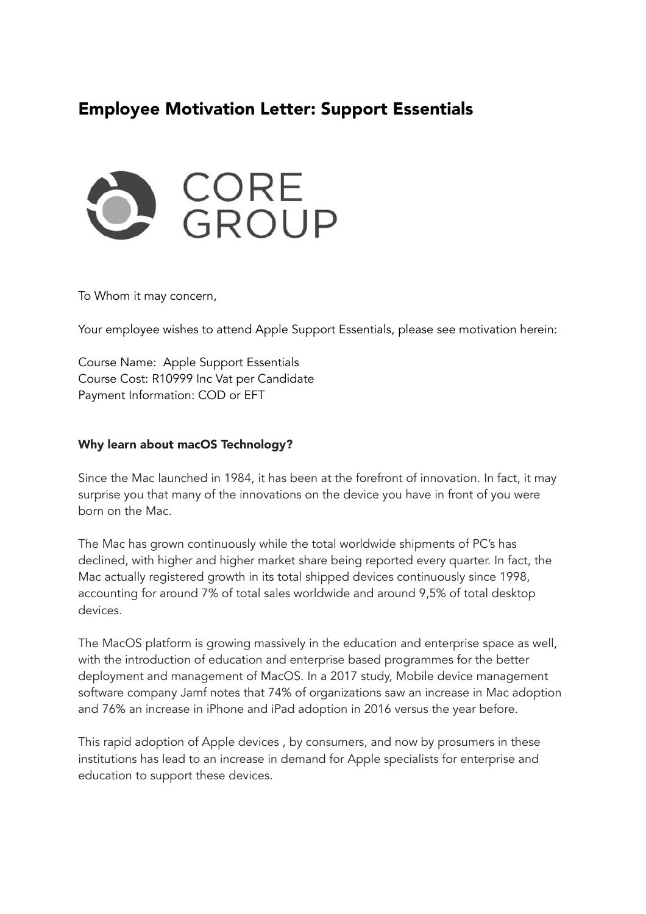# Employee Motivation Letter: Support Essentials

CORE
GROUP

To Whom it may concern,

Your employee wishes to attend Apple Support Essentials, please see motivation herein:

Course Name: Apple Support Essentials
Course Cost: R10999 Inc Vat per Candidate
Payment Information: COD or EFT

**Why learn about macOS Technology?**

Since the Mac launched in 1984, it has been at the forefront of innovation. In fact, it may surprise you that many of the innovations on the device you have in front of you were born on the Mac.

The Mac has grown continuously while the total worldwide shipments of PC's has declined, with higher and higher market share being reported every quarter. In fact, the Mac actually registered growth in its total shipped devices continuously since 1998, accounting for around 7% of total sales worldwide and around 9,5% of total desktop devices.

The MacOS platform is growing massively in the education and enterprise space as well, with the introduction of education and enterprise based programmes for the better deployment and management of MacOS. In a 2017 study, Mobile device management software company Jamf notes that 74% of organizations saw an increase in Mac adoption and 76% an increase in iPhone and iPad adoption in 2016 versus the year before.

This rapid adoption of Apple devices , by consumers, and now by prosumers in these institutions has lead to an increase in demand for Apple specialists for enterprise and education to support these devices.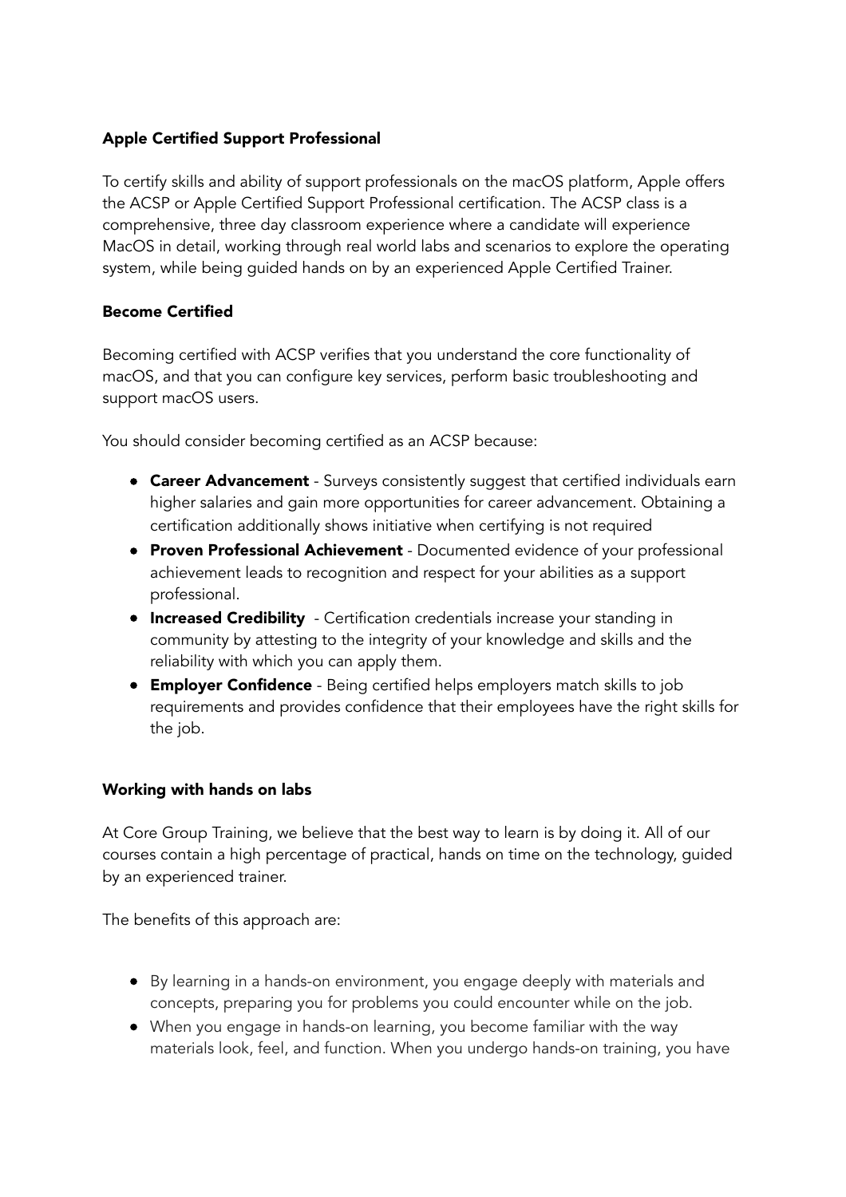**Apple Certified Support Professional**

To certify skills and ability of support professionals on the macOS platform, Apple offers the ACSP or Apple Certified Support Professional certification. The ACSP class is a comprehensive, three day classroom experience where a candidate will experience MacOS in detail, working through real world labs and scenarios to explore the operating system, while being guided hands on by an experienced Apple Certified Trainer.

**Become Certified**

Becoming certified with ACSP verifies that you understand the core functionality of macOS, and that you can configure key services, perform basic troubleshooting and support macOS users.

You should consider becoming certified as an ACSP because:

- **Career Advancement** - Surveys consistently suggest that certified individuals earn higher salaries and gain more opportunities for career advancement. Obtaining a certification additionally shows initiative when certifying is not required
- **Proven Professional Achievement** - Documented evidence of your professional achievement leads to recognition and respect for your abilities as a support professional.
- **Increased Credibility** - Certification credentials increase your standing in community by attesting to the integrity of your knowledge and skills and the reliability with which you can apply them.
- **Employer Confidence** - Being certified helps employers match skills to job requirements and provides confidence that their employees have the right skills for the job.

**Working with hands on labs**

At Core Group Training, we believe that the best way to learn is by doing it. All of our courses contain a high percentage of practical, hands on time on the technology, guided by an experienced trainer.

The benefits of this approach are:

- By learning in a hands-on environment, you engage deeply with materials and concepts, preparing you for problems you could encounter while on the job.
- When you engage in hands-on learning, you become familiar with the way materials look, feel, and function. When you undergo hands-on training, you have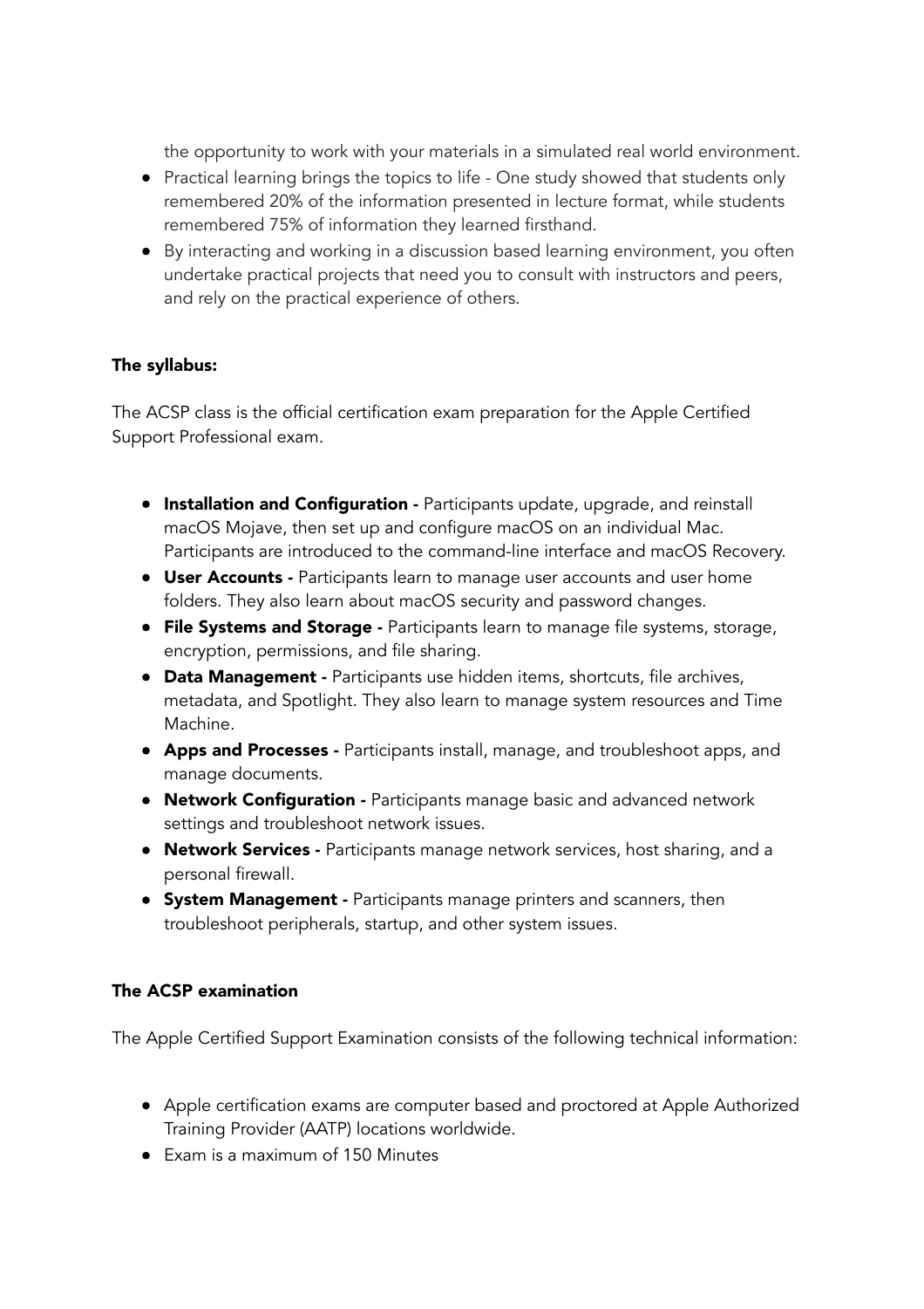the opportunity to work with your materials in a simulated real world environment.

- Practical learning brings the topics to life - One study showed that students only remembered 20% of the information presented in lecture format, while students remembered 75% of information they learned firsthand.
- By interacting and working in a discussion based learning environment, you often undertake practical projects that need you to consult with instructors and peers, and rely on the practical experience of others.

**The syllabus:**

The ACSP class is the official certification exam preparation for the Apple Certified Support Professional exam.

- **Installation and Configuration -** Participants update, upgrade, and reinstall macOS Mojave, then set up and configure macOS on an individual Mac. Participants are introduced to the command-line interface and macOS Recovery.
- **User Accounts -** Participants learn to manage user accounts and user home folders. They also learn about macOS security and password changes.
- **File Systems and Storage -** Participants learn to manage file systems, storage, encryption, permissions, and file sharing.
- **Data Management -** Participants use hidden items, shortcuts, file archives, metadata, and Spotlight. They also learn to manage system resources and Time Machine.
- **Apps and Processes -** Participants install, manage, and troubleshoot apps, and manage documents.
- **Network Configuration -** Participants manage basic and advanced network settings and troubleshoot network issues.
- **Network Services -** Participants manage network services, host sharing, and a personal firewall.
- **System Management -** Participants manage printers and scanners, then troubleshoot peripherals, startup, and other system issues.

**The ACSP examination**

The Apple Certified Support Examination consists of the following technical information:

- Apple certification exams are computer based and proctored at Apple Authorized Training Provider (AATP) locations worldwide.
- Exam is a maximum of 150 Minutes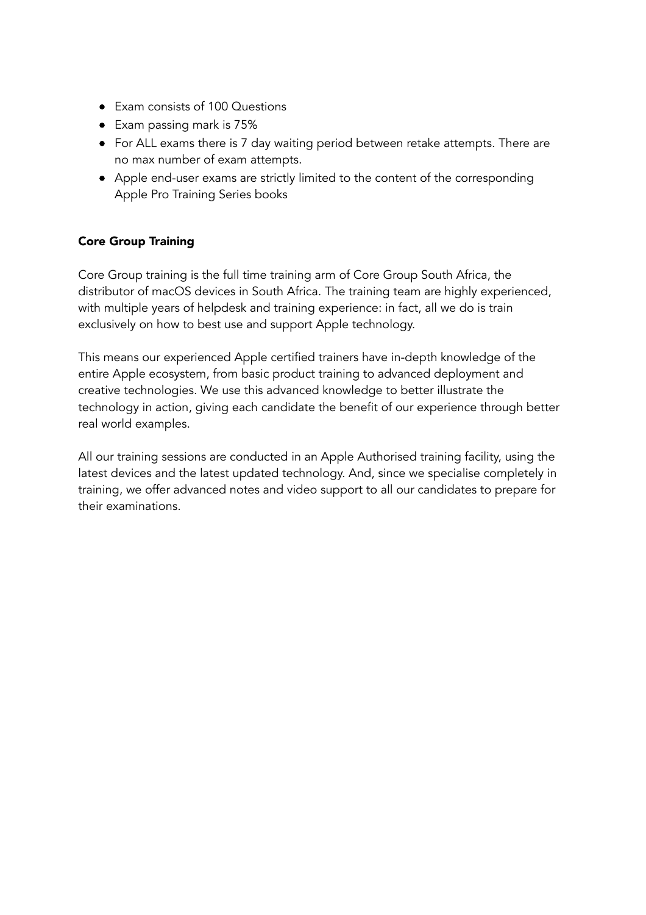- Exam consists of 100 Questions
- Exam passing mark is 75%
- For ALL exams there is 7 day waiting period between retake attempts. There are no max number of exam attempts.
- Apple end-user exams are strictly limited to the content of the corresponding Apple Pro Training Series books

**Core Group Training**

Core Group training is the full time training arm of Core Group South Africa, the distributor of macOS devices in South Africa. The training team are highly experienced, with multiple years of helpdesk and training experience: in fact, all we do is train exclusively on how to best use and support Apple technology.

This means our experienced Apple certified trainers have in-depth knowledge of the entire Apple ecosystem, from basic product training to advanced deployment and creative technologies. We use this advanced knowledge to better illustrate the technology in action, giving each candidate the benefit of our experience through better real world examples.

All our training sessions are conducted in an Apple Authorised training facility, using the latest devices and the latest updated technology. And, since we specialise completely in training, we offer advanced notes and video support to all our candidates to prepare for their examinations.